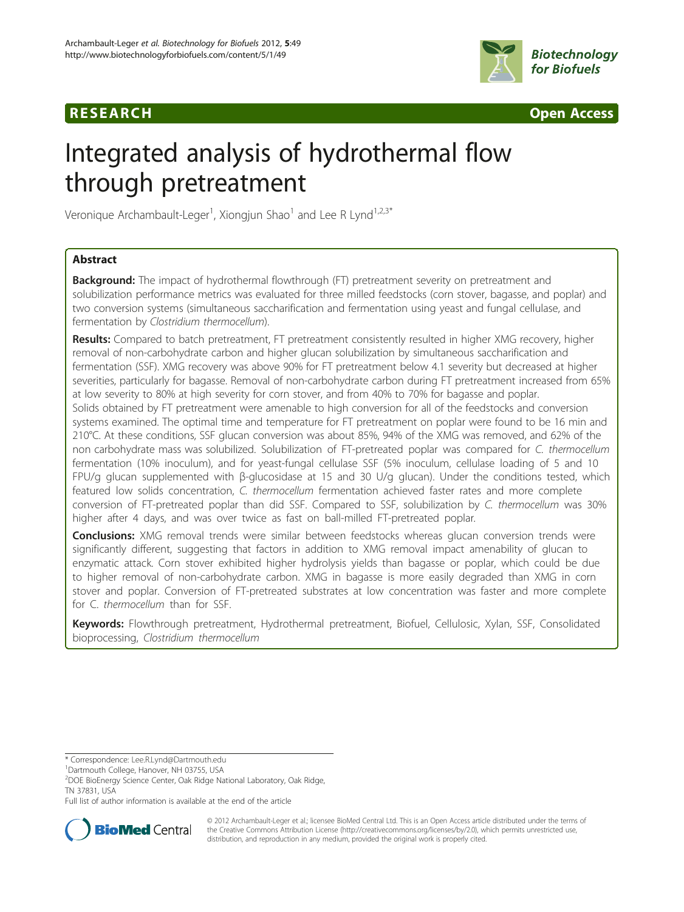RESEARCH Open Access

# Integrated analysis of hydrothermal flow through pretreatment

Veronique Archambault-Leger[1], Xiongjun Shao[1] and Lee R Lynd[1,2,3*]

## Abstract

**Background:** The impact of hydrothermal flowthrough (FT) pretreatment severity on pretreatment and solubilization performance metrics was evaluated for three milled feedstocks (corn stover, bagasse, and poplar) and two conversion systems (simultaneous saccharification and fermentation using yeast and fungal cellulase, and fermentation by *Clostridium thermocellum*).

**Results:** Compared to batch pretreatment, FT pretreatment consistently resulted in higher XMG recovery, higher removal of non-carbohydrate carbon and higher glucan solubilization by simultaneous saccharification and fermentation (SSF). XMG recovery was above 90% for FT pretreatment below 4.1 severity but decreased at higher severities, particularly for bagasse. Removal of non-carbohydrate carbon during FT pretreatment increased from 65% at low severity to 80% at high severity for corn stover, and from 40% to 70% for bagasse and poplar. Solids obtained by FT pretreatment were amenable to high conversion for all of the feedstocks and conversion systems examined. The optimal time and temperature for FT pretreatment on poplar were found to be 16 min and 210°C. At these conditions, SSF glucan conversion was about 85%, 94% of the XMG was removed, and 62% of the non carbohydrate mass was solubilized. Solubilization of FT-pretreated poplar was compared for *C. thermocellum* fermentation (10% inoculum), and for yeast-fungal cellulase SSF (5% inoculum, cellulase loading of 5 and 10 FPU/g glucan supplemented with β-glucosidase at 15 and 30 U/g glucan). Under the conditions tested, which featured low solids concentration, *C. thermocellum* fermentation achieved faster rates and more complete conversion of FT-pretreated poplar than did SSF. Compared to SSF, solubilization by *C. thermocellum* was 30% higher after 4 days, and was over twice as fast on ball-milled FT-pretreated poplar.

**Conclusions:** XMG removal trends were similar between feedstocks whereas glucan conversion trends were significantly different, suggesting that factors in addition to XMG removal impact amenability of glucan to enzymatic attack. Corn stover exhibited higher hydrolysis yields than bagasse or poplar, which could be due to higher removal of non-carbohydrate carbon. XMG in bagasse is more easily degraded than XMG in corn stover and poplar. Conversion of FT-pretreated substrates at low concentration was faster and more complete for C. *thermocellum* than for SSF.

**Keywords:** Flowthrough pretreatment, Hydrothermal pretreatment, Biofuel, Cellulosic, Xylan, SSF, Consolidated bioprocessing, *Clostridium thermocellum*

---

* Correspondence: Lee.R.Lynd@Dartmouth.edu
[1]Dartmouth College, Hanover, NH 03755, USA
[2]DOE BioEnergy Science Center, Oak Ridge National Laboratory, Oak Ridge, TN 37831, USA
Full list of author information is available at the end of the article

© 2012 Archambault-Leger et al.; licensee BioMed Central Ltd. This is an Open Access article distributed under the terms of the Creative Commons Attribution License (http://creativecommons.org/licenses/by/2.0), which permits unrestricted use, distribution, and reproduction in any medium, provided the original work is properly cited.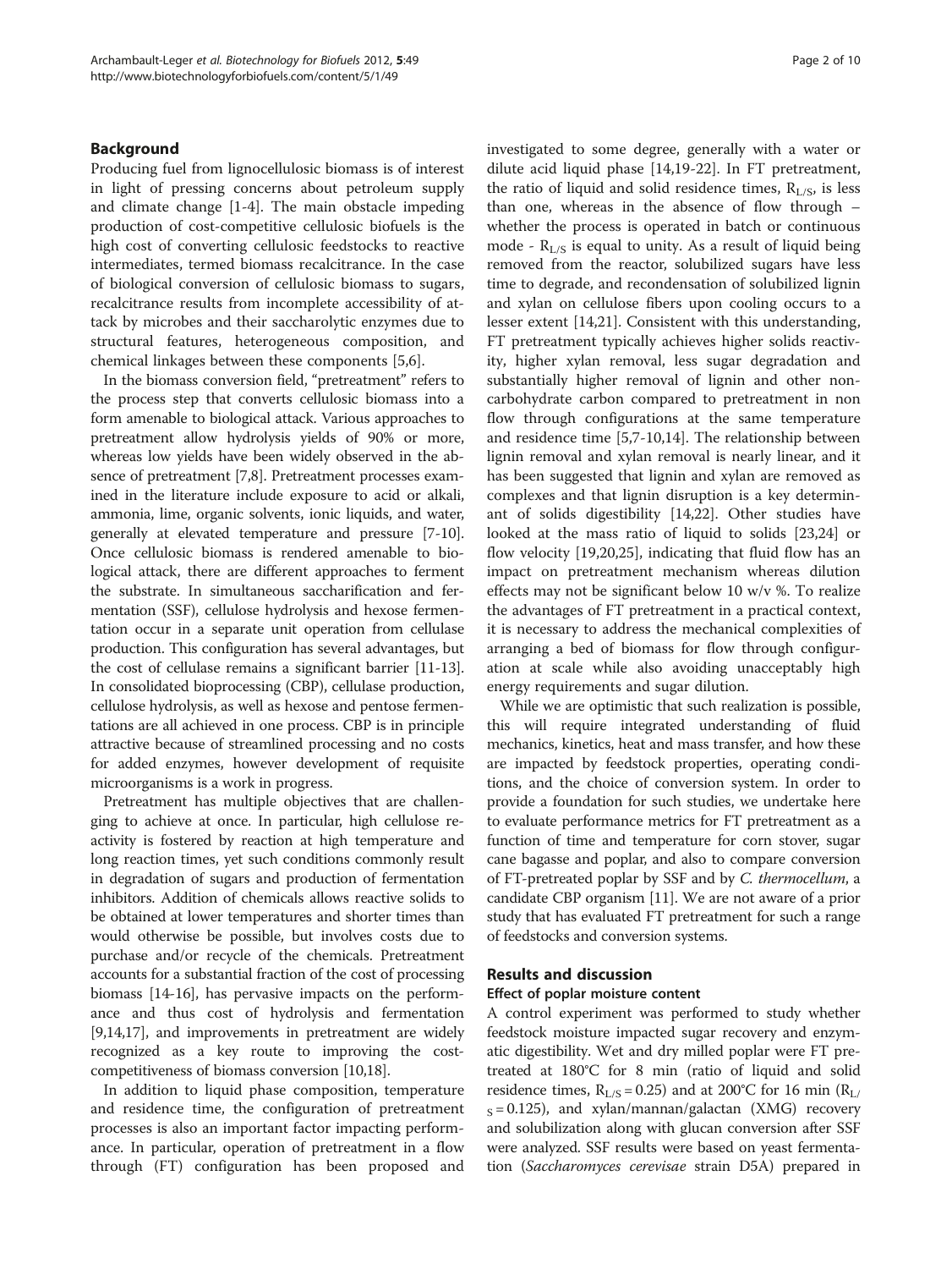## Background

Producing fuel from lignocellulosic biomass is of interest in light of pressing concerns about petroleum supply and climate change [1-4]. The main obstacle impeding production of cost-competitive cellulosic biofuels is the high cost of converting cellulosic feedstocks to reactive intermediates, termed biomass recalcitrance. In the case of biological conversion of cellulosic biomass to sugars, recalcitrance results from incomplete accessibility of attack by microbes and their saccharolytic enzymes due to structural features, heterogeneous composition, and chemical linkages between these components [5,6].

In the biomass conversion field, "pretreatment" refers to the process step that converts cellulosic biomass into a form amenable to biological attack. Various approaches to pretreatment allow hydrolysis yields of 90% or more, whereas low yields have been widely observed in the absence of pretreatment [7,8]. Pretreatment processes examined in the literature include exposure to acid or alkali, ammonia, lime, organic solvents, ionic liquids, and water, generally at elevated temperature and pressure [7-10]. Once cellulosic biomass is rendered amenable to biological attack, there are different approaches to ferment the substrate. In simultaneous saccharification and fermentation (SSF), cellulose hydrolysis and hexose fermentation occur in a separate unit operation from cellulase production. This configuration has several advantages, but the cost of cellulase remains a significant barrier [11-13]. In consolidated bioprocessing (CBP), cellulase production, cellulose hydrolysis, as well as hexose and pentose fermentations are all achieved in one process. CBP is in principle attractive because of streamlined processing and no costs for added enzymes, however development of requisite microorganisms is a work in progress.

Pretreatment has multiple objectives that are challenging to achieve at once. In particular, high cellulose reactivity is fostered by reaction at high temperature and long reaction times, yet such conditions commonly result in degradation of sugars and production of fermentation inhibitors. Addition of chemicals allows reactive solids to be obtained at lower temperatures and shorter times than would otherwise be possible, but involves costs due to purchase and/or recycle of the chemicals. Pretreatment accounts for a substantial fraction of the cost of processing biomass [14-16], has pervasive impacts on the performance and thus cost of hydrolysis and fermentation [9,14,17], and improvements in pretreatment are widely recognized as a key route to improving the cost-competitiveness of biomass conversion [10,18].

In addition to liquid phase composition, temperature and residence time, the configuration of pretreatment processes is also an important factor impacting performance. In particular, operation of pretreatment in a flow through (FT) configuration has been proposed and investigated to some degree, generally with a water or dilute acid liquid phase [14,19-22]. In FT pretreatment, the ratio of liquid and solid residence times, $R_{L/S}$, is less than one, whereas in the absence of flow through – whether the process is operated in batch or continuous mode - $R_{L/S}$ is equal to unity. As a result of liquid being removed from the reactor, solubilized sugars have less time to degrade, and recondensation of solubilized lignin and xylan on cellulose fibers upon cooling occurs to a lesser extent [14,21]. Consistent with this understanding, FT pretreatment typically achieves higher solids reactivity, higher xylan removal, less sugar degradation and substantially higher removal of lignin and other non-carbohydrate carbon compared to pretreatment in non flow through configurations at the same temperature and residence time [5,7-10,14]. The relationship between lignin removal and xylan removal is nearly linear, and it has been suggested that lignin and xylan are removed as complexes and that lignin disruption is a key determinant of solids digestibility [14,22]. Other studies have looked at the mass ratio of liquid to solids [23,24] or flow velocity [19,20,25], indicating that fluid flow has an impact on pretreatment mechanism whereas dilution effects may not be significant below 10 w/v %. To realize the advantages of FT pretreatment in a practical context, it is necessary to address the mechanical complexities of arranging a bed of biomass for flow through configuration at scale while also avoiding unacceptably high energy requirements and sugar dilution.

While we are optimistic that such realization is possible, this will require integrated understanding of fluid mechanics, kinetics, heat and mass transfer, and how these are impacted by feedstock properties, operating conditions, and the choice of conversion system. In order to provide a foundation for such studies, we undertake here to evaluate performance metrics for FT pretreatment as a function of time and temperature for corn stover, sugar cane bagasse and poplar, and also to compare conversion of FT-pretreated poplar by SSF and by *C. thermocellum*, a candidate CBP organism [11]. We are not aware of a prior study that has evaluated FT pretreatment for such a range of feedstocks and conversion systems.

## Results and discussion

### Effect of poplar moisture content

A control experiment was performed to study whether feedstock moisture impacted sugar recovery and enzymatic digestibility. Wet and dry milled poplar were FT pretreated at 180°C for 8 min (ratio of liquid and solid residence times, $R_{L/S} = 0.25$) and at 200°C for 16 min ($R_{L/S} = 0.125$), and xylan/mannan/galactan (XMG) recovery and solubilization along with glucan conversion after SSF were analyzed. SSF results were based on yeast fermentation (*Saccharomyces cerevisae* strain D5A) prepared in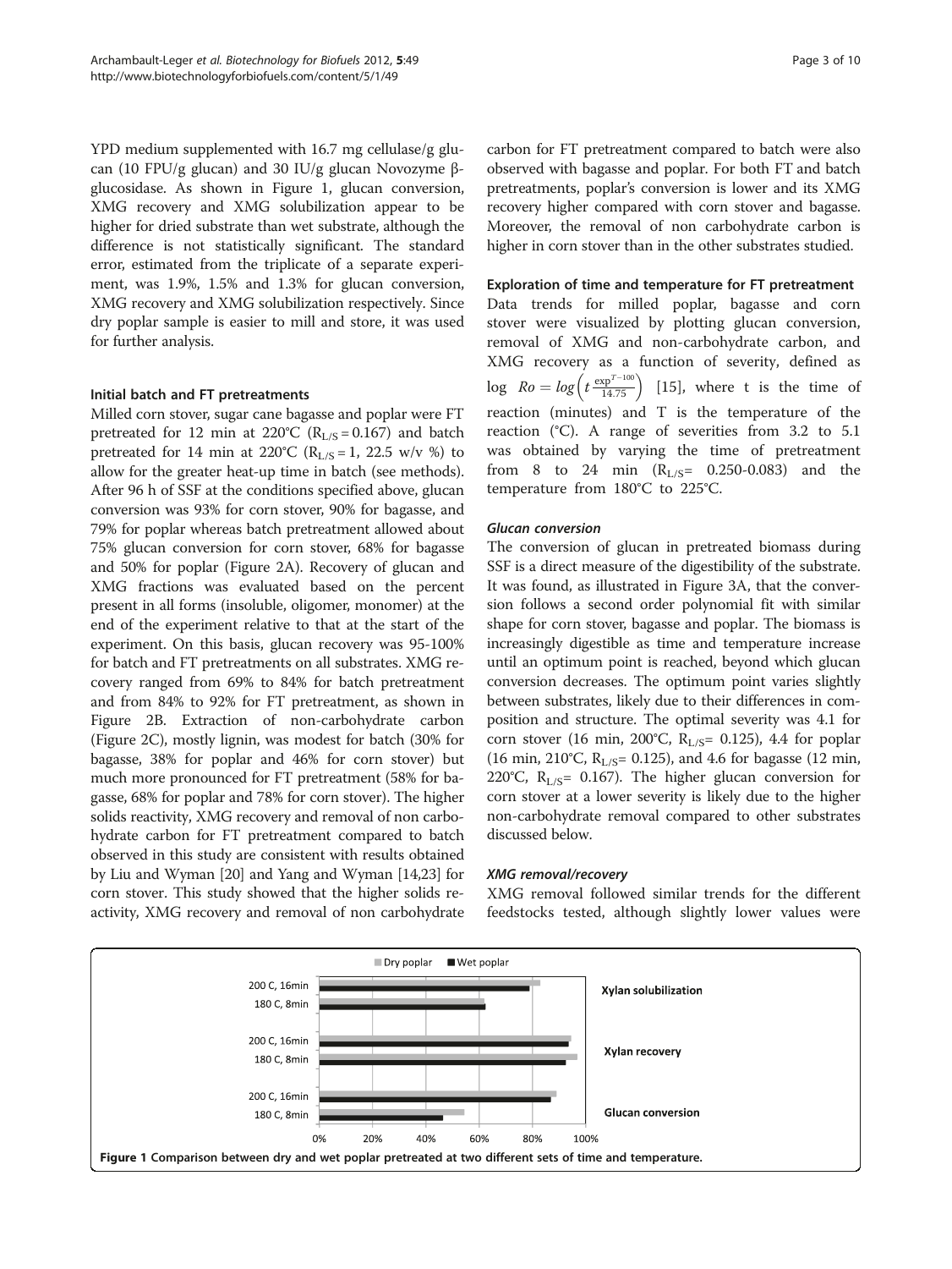YPD medium supplemented with 16.7 mg cellulase/g glucan (10 FPU/g glucan) and 30 IU/g glucan Novozyme β-glucosidase. As shown in Figure 1, glucan conversion, XMG recovery and XMG solubilization appear to be higher for dried substrate than wet substrate, although the difference is not statistically significant. The standard error, estimated from the triplicate of a separate experiment, was 1.9%, 1.5% and 1.3% for glucan conversion, XMG recovery and XMG solubilization respectively. Since dry poplar sample is easier to mill and store, it was used for further analysis.

#### Initial batch and FT pretreatments

Milled corn stover, sugar cane bagasse and poplar were FT pretreated for 12 min at 220°C ($R_{L/S} = 0.167$) and batch pretreated for 14 min at 220°C ($R_{L/S} = 1$, 22.5 w/v %) to allow for the greater heat-up time in batch (see methods). After 96 h of SSF at the conditions specified above, glucan conversion was 93% for corn stover, 90% for bagasse, and 79% for poplar whereas batch pretreatment allowed about 75% glucan conversion for corn stover, 68% for bagasse and 50% for poplar (Figure 2A). Recovery of glucan and XMG fractions was evaluated based on the percent present in all forms (insoluble, oligomer, monomer) at the end of the experiment relative to that at the start of the experiment. On this basis, glucan recovery was 95-100% for batch and FT pretreatments on all substrates. XMG recovery ranged from 69% to 84% for batch pretreatment and from 84% to 92% for FT pretreatment, as shown in Figure 2B. Extraction of non-carbohydrate carbon (Figure 2C), mostly lignin, was modest for batch (30% for bagasse, 38% for poplar and 46% for corn stover) but much more pronounced for FT pretreatment (58% for bagasse, 68% for poplar and 78% for corn stover). The higher solids reactivity, XMG recovery and removal of non carbohydrate carbon for FT pretreatment compared to batch observed in this study are consistent with results obtained by Liu and Wyman [20] and Yang and Wyman [14,23] for corn stover. This study showed that the higher solids reactivity, XMG recovery and removal of non carbohydrate carbon for FT pretreatment compared to batch were also observed with bagasse and poplar. For both FT and batch pretreatments, poplar's conversion is lower and its XMG recovery higher compared with corn stover and bagasse. Moreover, the removal of non carbohydrate carbon is higher in corn stover than in the other substrates studied.

#### Exploration of time and temperature for FT pretreatment

Data trends for milled poplar, bagasse and corn stover were visualized by plotting glucan conversion, removal of XMG and non-carbohydrate carbon, and XMG recovery as a function of severity, defined as $\log\ Ro = log\left(t\,\frac{\exp^{T-100}}{14.75}\right)$ [15], where t is the time of reaction (minutes) and T is the temperature of the reaction (°C). A range of severities from 3.2 to 5.1 was obtained by varying the time of pretreatment from 8 to 24 min ($R_{L/S}$= 0.250-0.083) and the temperature from 180°C to 225°C.

##### *Glucan conversion*

The conversion of glucan in pretreated biomass during SSF is a direct measure of the digestibility of the substrate. It was found, as illustrated in Figure 3A, that the conversion follows a second order polynomial fit with similar shape for corn stover, bagasse and poplar. The biomass is increasingly digestible as time and temperature increase until an optimum point is reached, beyond which glucan conversion decreases. The optimum point varies slightly between substrates, likely due to their differences in composition and structure. The optimal severity was 4.1 for corn stover (16 min, 200°C, $R_{L/S}$= 0.125), 4.4 for poplar (16 min, 210°C, $R_{L/S}$= 0.125), and 4.6 for bagasse (12 min, 220°C, $R_{L/S}$= 0.167). The higher glucan conversion for corn stover at a lower severity is likely due to the higher non-carbohydrate removal compared to other substrates discussed below.

##### *XMG removal/recovery*

XMG removal followed similar trends for the different feedstocks tested, although slightly lower values were

**Figure 1 Comparison between dry and wet poplar pretreated at two different sets of time and temperature.**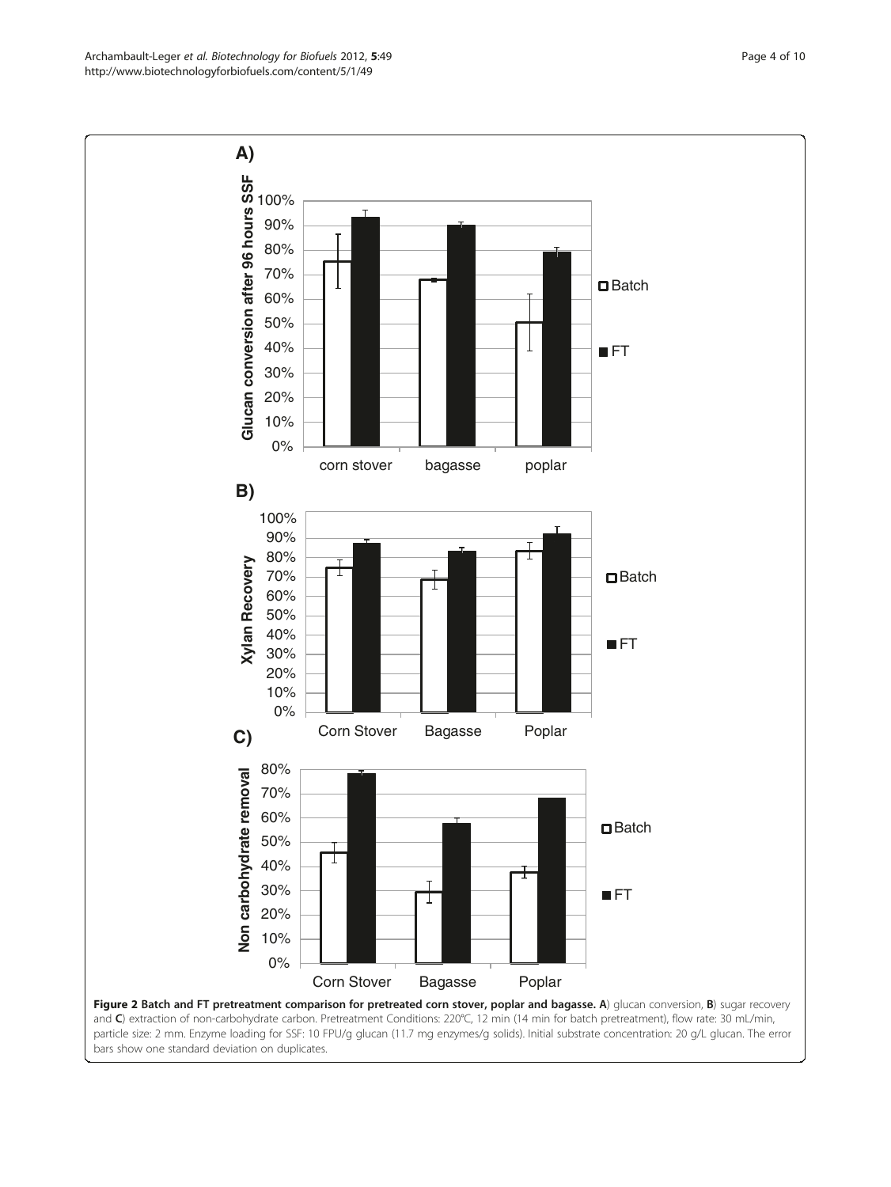**Figure 2 Batch and FT pretreatment comparison for pretreated corn stover, poplar and bagasse. A**) glucan conversion, **B**) sugar recovery and **C**) extraction of non-carbohydrate carbon. Pretreatment Conditions: 220°C, 12 min (14 min for batch pretreatment), flow rate: 30 mL/min, particle size: 2 mm. Enzyme loading for SSF: 10 FPU/g glucan (11.7 mg enzymes/g solids). Initial substrate concentration: 20 g/L glucan. The error bars show one standard deviation on duplicates.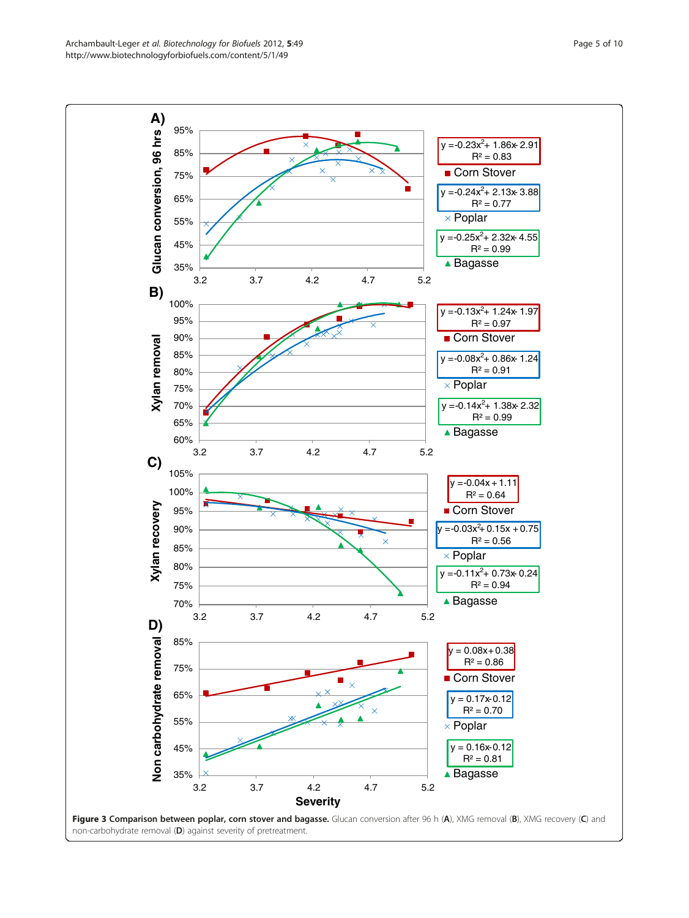**Figure 3 Comparison between poplar, corn stover and bagasse.** Glucan conversion after 96 h (**A**), XMG removal (**B**), XMG recovery (**C**) and non-carbohydrate removal (**D**) against severity of pretreatment.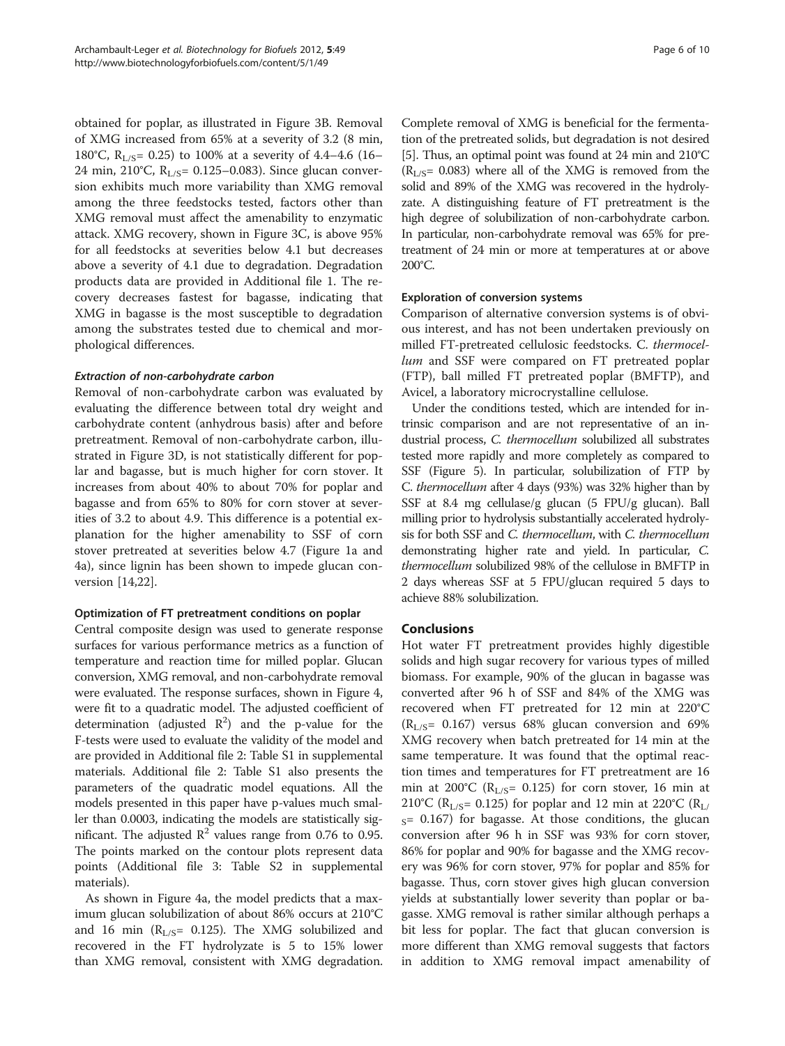obtained for poplar, as illustrated in Figure 3B. Removal of XMG increased from 65% at a severity of 3.2 (8 min, 180°C, $R_{L/S}$= 0.25) to 100% at a severity of 4.4–4.6 (16–24 min, 210°C, $R_{L/S}$= 0.125–0.083). Since glucan conversion exhibits much more variability than XMG removal among the three feedstocks tested, factors other than XMG removal must affect the amenability to enzymatic attack. XMG recovery, shown in Figure 3C, is above 95% for all feedstocks at severities below 4.1 but decreases above a severity of 4.1 due to degradation. Degradation products data are provided in Additional file 1. The recovery decreases fastest for bagasse, indicating that XMG in bagasse is the most susceptible to degradation among the substrates tested due to chemical and morphological differences.

#### *Extraction of non-carbohydrate carbon*

Removal of non-carbohydrate carbon was evaluated by evaluating the difference between total dry weight and carbohydrate content (anhydrous basis) after and before pretreatment. Removal of non-carbohydrate carbon, illustrated in Figure 3D, is not statistically different for poplar and bagasse, but is much higher for corn stover. It increases from about 40% to about 70% for poplar and bagasse and from 65% to 80% for corn stover at severities of 3.2 to about 4.9. This difference is a potential explanation for the higher amenability to SSF of corn stover pretreated at severities below 4.7 (Figure 1a and 4a), since lignin has been shown to impede glucan conversion [14,22].

### Optimization of FT pretreatment conditions on poplar

Central composite design was used to generate response surfaces for various performance metrics as a function of temperature and reaction time for milled poplar. Glucan conversion, XMG removal, and non-carbohydrate removal were evaluated. The response surfaces, shown in Figure 4, were fit to a quadratic model. The adjusted coefficient of determination (adjusted $R^2$) and the p-value for the F-tests were used to evaluate the validity of the model and are provided in Additional file 2: Table S1 in supplemental materials. Additional file 2: Table S1 also presents the parameters of the quadratic model equations. All the models presented in this paper have p-values much smaller than 0.0003, indicating the models are statistically significant. The adjusted $R^2$ values range from 0.76 to 0.95. The points marked on the contour plots represent data points (Additional file 3: Table S2 in supplemental materials).

As shown in Figure 4a, the model predicts that a maximum glucan solubilization of about 86% occurs at 210°C and 16 min ($R_{L/S}$= 0.125). The XMG solubilized and recovered in the FT hydrolyzate is 5 to 15% lower than XMG removal, consistent with XMG degradation. Complete removal of XMG is beneficial for the fermentation of the pretreated solids, but degradation is not desired [5]. Thus, an optimal point was found at 24 min and 210°C ($R_{L/S}$= 0.083) where all of the XMG is removed from the solid and 89% of the XMG was recovered in the hydrolyzate. A distinguishing feature of FT pretreatment is the high degree of solubilization of non-carbohydrate carbon. In particular, non-carbohydrate removal was 65% for pretreatment of 24 min or more at temperatures at or above 200°C.

### Exploration of conversion systems

Comparison of alternative conversion systems is of obvious interest, and has not been undertaken previously on milled FT-pretreated cellulosic feedstocks. *C. thermocellum* and SSF were compared on FT pretreated poplar (FTP), ball milled FT pretreated poplar (BMFTP), and Avicel, a laboratory microcrystalline cellulose.

Under the conditions tested, which are intended for intrinsic comparison and are not representative of an industrial process, *C. thermocellum* solubilized all substrates tested more rapidly and more completely as compared to SSF (Figure 5). In particular, solubilization of FTP by *C. thermocellum* after 4 days (93%) was 32% higher than by SSF at 8.4 mg cellulase/g glucan (5 FPU/g glucan). Ball milling prior to hydrolysis substantially accelerated hydrolysis for both SSF and *C. thermocellum*, with *C. thermocellum* demonstrating higher rate and yield. In particular, *C. thermocellum* solubilized 98% of the cellulose in BMFTP in 2 days whereas SSF at 5 FPU/glucan required 5 days to achieve 88% solubilization.

## Conclusions

Hot water FT pretreatment provides highly digestible solids and high sugar recovery for various types of milled biomass. For example, 90% of the glucan in bagasse was converted after 96 h of SSF and 84% of the XMG was recovered when FT pretreated for 12 min at 220°C ($R_{L/S}$= 0.167) versus 68% glucan conversion and 69% XMG recovery when batch pretreated for 14 min at the same temperature. It was found that the optimal reaction times and temperatures for FT pretreatment are 16 min at 200°C ($R_{L/S}$= 0.125) for corn stover, 16 min at 210°C ($R_{L/S}$= 0.125) for poplar and 12 min at 220°C ($R_{L/S}$= 0.167) for bagasse. At those conditions, the glucan conversion after 96 h in SSF was 93% for corn stover, 86% for poplar and 90% for bagasse and the XMG recovery was 96% for corn stover, 97% for poplar and 85% for bagasse. Thus, corn stover gives high glucan conversion yields at substantially lower severity than poplar or bagasse. XMG removal is rather similar although perhaps a bit less for poplar. The fact that glucan conversion is more different than XMG removal suggests that factors in addition to XMG removal impact amenability of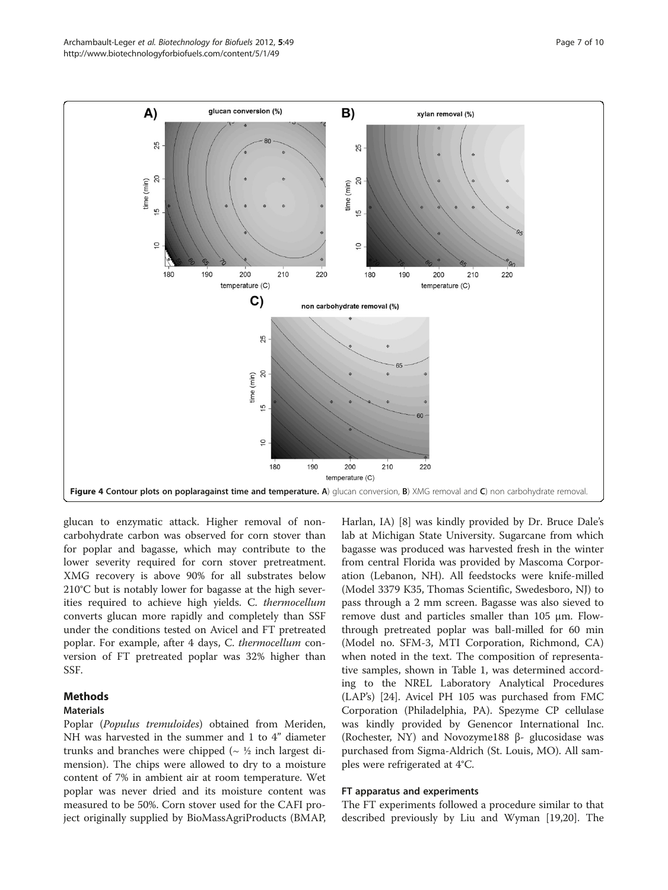Figure 4 Contour plots on poplaragainst time and temperature. A) glucan conversion, B) XMG removal and C) non carbohydrate removal.

glucan to enzymatic attack. Higher removal of non-carbohydrate carbon was observed for corn stover than for poplar and bagasse, which may contribute to the lower severity required for corn stover pretreatment. XMG recovery is above 90% for all substrates below 210°C but is notably lower for bagasse at the high severities required to achieve high yields. *C. thermocellum* converts glucan more rapidly and completely than SSF under the conditions tested on Avicel and FT pretreated poplar. For example, after 4 days, *C. thermocellum* conversion of FT pretreated poplar was 32% higher than SSF.

## Methods

### Materials

Poplar (*Populus tremuloides*) obtained from Meriden, NH was harvested in the summer and 1 to 4" diameter trunks and branches were chipped (~ ½ inch largest dimension). The chips were allowed to dry to a moisture content of 7% in ambient air at room temperature. Wet poplar was never dried and its moisture content was measured to be 50%. Corn stover used for the CAFI project originally supplied by BioMassAgriProducts (BMAP, Harlan, IA) [8] was kindly provided by Dr. Bruce Dale's lab at Michigan State University. Sugarcane from which bagasse was produced was harvested fresh in the winter from central Florida was provided by Mascoma Corporation (Lebanon, NH). All feedstocks were knife-milled (Model 3379 K35, Thomas Scientific, Swedesboro, NJ) to pass through a 2 mm screen. Bagasse was also sieved to remove dust and particles smaller than 105 µm. Flow-through pretreated poplar was ball-milled for 60 min (Model no. SFM-3, MTI Corporation, Richmond, CA) when noted in the text. The composition of representative samples, shown in Table 1, was determined according to the NREL Laboratory Analytical Procedures (LAP's) [24]. Avicel PH 105 was purchased from FMC Corporation (Philadelphia, PA). Spezyme CP cellulase was kindly provided by Genencor International Inc. (Rochester, NY) and Novozyme188 β- glucosidase was purchased from Sigma-Aldrich (St. Louis, MO). All samples were refrigerated at 4°C.

### FT apparatus and experiments

The FT experiments followed a procedure similar to that described previously by Liu and Wyman [19,20]. The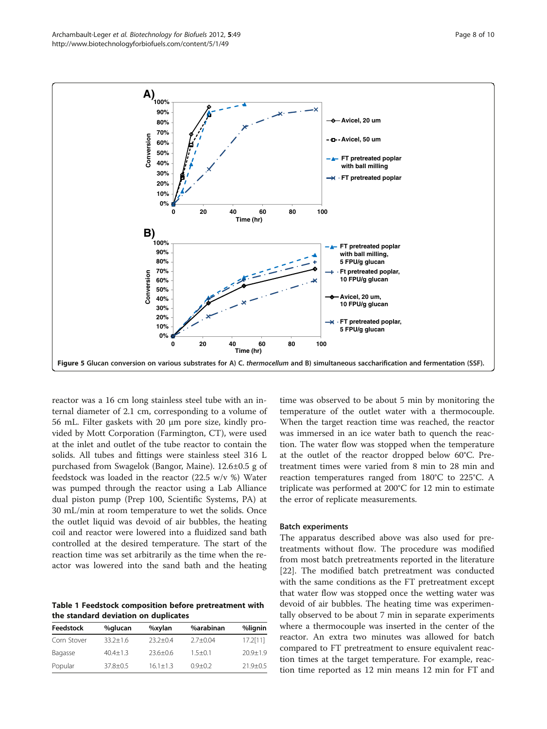Figure 5 Glucan conversion on various substrates for A) *C. thermocellum* and B) simultaneous saccharification and fermentation (SSF).

reactor was a 16 cm long stainless steel tube with an internal diameter of 2.1 cm, corresponding to a volume of 56 mL. Filter gaskets with 20 µm pore size, kindly provided by Mott Corporation (Farmington, CT), were used at the inlet and outlet of the tube reactor to contain the solids. All tubes and fittings were stainless steel 316 L purchased from Swagelok (Bangor, Maine). 12.6±0.5 g of feedstock was loaded in the reactor (22.5 w/v %) Water was pumped through the reactor using a Lab Alliance dual piston pump (Prep 100, Scientific Systems, PA) at 30 mL/min at room temperature to wet the solids. Once the outlet liquid was devoid of air bubbles, the heating coil and reactor were lowered into a fluidized sand bath controlled at the desired temperature. The start of the reaction time was set arbitrarily as the time when the reactor was lowered into the sand bath and the heating time was observed to be about 5 min by monitoring the temperature of the outlet water with a thermocouple. When the target reaction time was reached, the reactor was immersed in an ice water bath to quench the reaction. The water flow was stopped when the temperature at the outlet of the reactor dropped below 60°C. Pretreatment times were varied from 8 min to 28 min and reaction temperatures ranged from 180°C to 225°C. A triplicate was performed at 200°C for 12 min to estimate the error of replicate measurements.

**Table 1 Feedstock composition before pretreatment with the standard deviation on duplicates**

| Feedstock | %glucan | %xylan | %arabinan | %lignin |
|---|---|---|---|---|
| Corn Stover | 33.2±1.6 | 23.2±0.4 | 2.7±0.04 | 17.2[11] |
| Bagasse | 40.4±1.3 | 23.6±0.6 | 1.5±0.1 | 20.9±1.9 |
| Popular | 37.8±0.5 | 16.1±1.3 | 0.9±0.2 | 21.9±0.5 |

### Batch experiments

The apparatus described above was also used for pretreatments without flow. The procedure was modified from most batch pretreatments reported in the literature [22]. The modified batch pretreatment was conducted with the same conditions as the FT pretreatment except that water flow was stopped once the wetting water was devoid of air bubbles. The heating time was experimentally observed to be about 7 min in separate experiments where a thermocouple was inserted in the center of the reactor. An extra two minutes was allowed for batch compared to FT pretreatment to ensure equivalent reaction times at the target temperature. For example, reaction time reported as 12 min means 12 min for FT and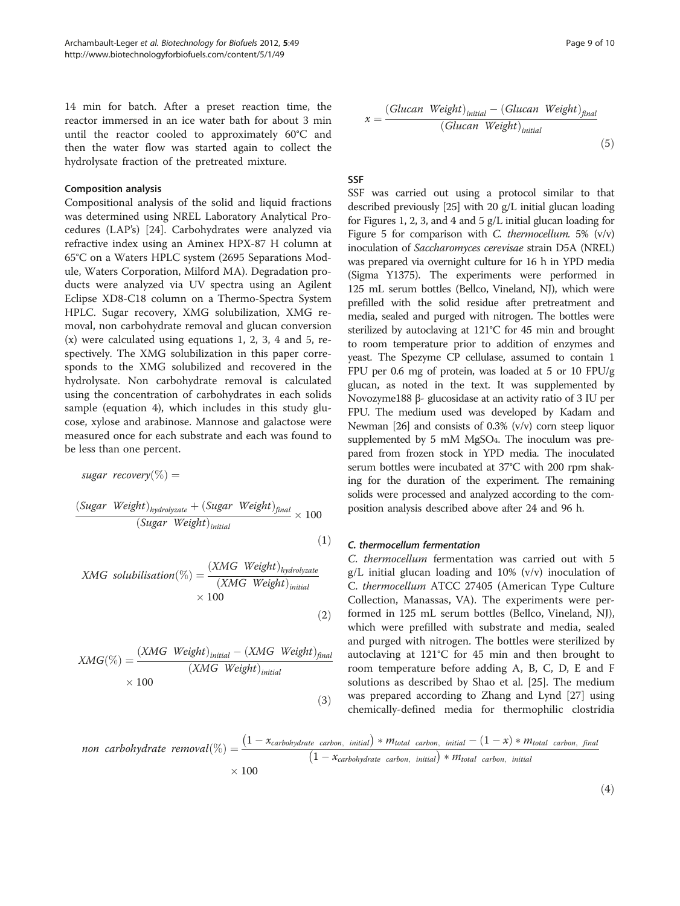14 min for batch. After a preset reaction time, the reactor immersed in an ice water bath for about 3 min until the reactor cooled to approximately 60°C and then the water flow was started again to collect the hydrolysate fraction of the pretreated mixture.

#### Composition analysis

Compositional analysis of the solid and liquid fractions was determined using NREL Laboratory Analytical Procedures (LAP's) [24]. Carbohydrates were analyzed via refractive index using an Aminex HPX-87 H column at 65°C on a Waters HPLC system (2695 Separations Module, Waters Corporation, Milford MA). Degradation products were analyzed via UV spectra using an Agilent Eclipse XD8-C18 column on a Thermo-Spectra System HPLC. Sugar recovery, XMG solubilization, XMG removal, non carbohydrate removal and glucan conversion (x) were calculated using equations 1, 2, 3, 4 and 5, respectively. The XMG solubilization in this paper corresponds to the XMG solubilized and recovered in the hydrolysate. Non carbohydrate removal is calculated using the concentration of carbohydrates in each solids sample (equation 4), which includes in this study glucose, xylose and arabinose. Mannose and galactose were measured once for each substrate and each was found to be less than one percent.

$$sugar\ \ recovery(\%) = \frac{(Sugar\ \ Weight)_{hydrolyzate} + (Sugar\ \ Weight)_{final}}{(Sugar\ \ Weight)_{initial}} \times 100 \tag{1}$$

$$XMG\ \ solubilisation(\%) = \frac{(XMG\ \ Weight)_{hydrolyzate}}{(XMG\ \ Weight)_{initial}} \times 100 \tag{2}$$

$$XMG(\%) = \frac{(XMG\ \ Weight)_{initial} - (XMG\ \ Weight)_{final}}{(XMG\ \ Weight)_{initial}} \times 100 \tag{3}$$

$$x = \frac{(Glucan\ \ Weight)_{initial} - (Glucan\ \ Weight)_{final}}{(Glucan\ \ Weight)_{initial}} \tag{5}$$

#### SSF

SSF was carried out using a protocol similar to that described previously [25] with 20 g/L initial glucan loading for Figures 1, 2, 3, and 4 and 5 g/L initial glucan loading for Figure 5 for comparison with *C. thermocellum*. 5% (v/v) inoculation of *Saccharomyces cerevisae* strain D5A (NREL) was prepared via overnight culture for 16 h in YPD media (Sigma Y1375). The experiments were performed in 125 mL serum bottles (Bellco, Vineland, NJ), which were prefilled with the solid residue after pretreatment and media, sealed and purged with nitrogen. The bottles were sterilized by autoclaving at 121°C for 45 min and brought to room temperature prior to addition of enzymes and yeast. The Spezyme CP cellulase, assumed to contain 1 FPU per 0.6 mg of protein, was loaded at 5 or 10 FPU/g glucan, as noted in the text. It was supplemented by Novozyme188 β- glucosidase at an activity ratio of 3 IU per FPU. The medium used was developed by Kadam and Newman [26] and consists of 0.3% (v/v) corn steep liquor supplemented by 5 mM $MgSO_4$. The inoculum was prepared from frozen stock in YPD media. The inoculated serum bottles were incubated at 37°C with 200 rpm shaking for the duration of the experiment. The remaining solids were processed and analyzed according to the composition analysis described above after 24 and 96 h.

#### *C. thermocellum* fermentation

*C. thermocellum* fermentation was carried out with 5 g/L initial glucan loading and 10% (v/v) inoculation of *C. thermocellum* ATCC 27405 (American Type Culture Collection, Manassas, VA). The experiments were performed in 125 mL serum bottles (Bellco, Vineland, NJ), which were prefilled with substrate and media, sealed and purged with nitrogen. The bottles were sterilized by autoclaving at 121°C for 45 min and then brought to room temperature before adding A, B, C, D, E and F solutions as described by Shao et al. [25]. The medium was prepared according to Zhang and Lynd [27] using chemically-defined media for thermophilic clostridia

$$non\ \ carbohydrate\ \ removal(\%) = \frac{\left(1 - x_{carbohydrate\ \ carbon,\ \ initial}\right) * m_{total\ \ carbon,\ \ initial} - (1 - x) * m_{total\ \ carbon,\ \ final}}{\left(1 - x_{carbohydrate\ \ carbon,\ \ initial}\right) * m_{total\ \ carbon,\ \ initial}} \times 100 \tag{4}$$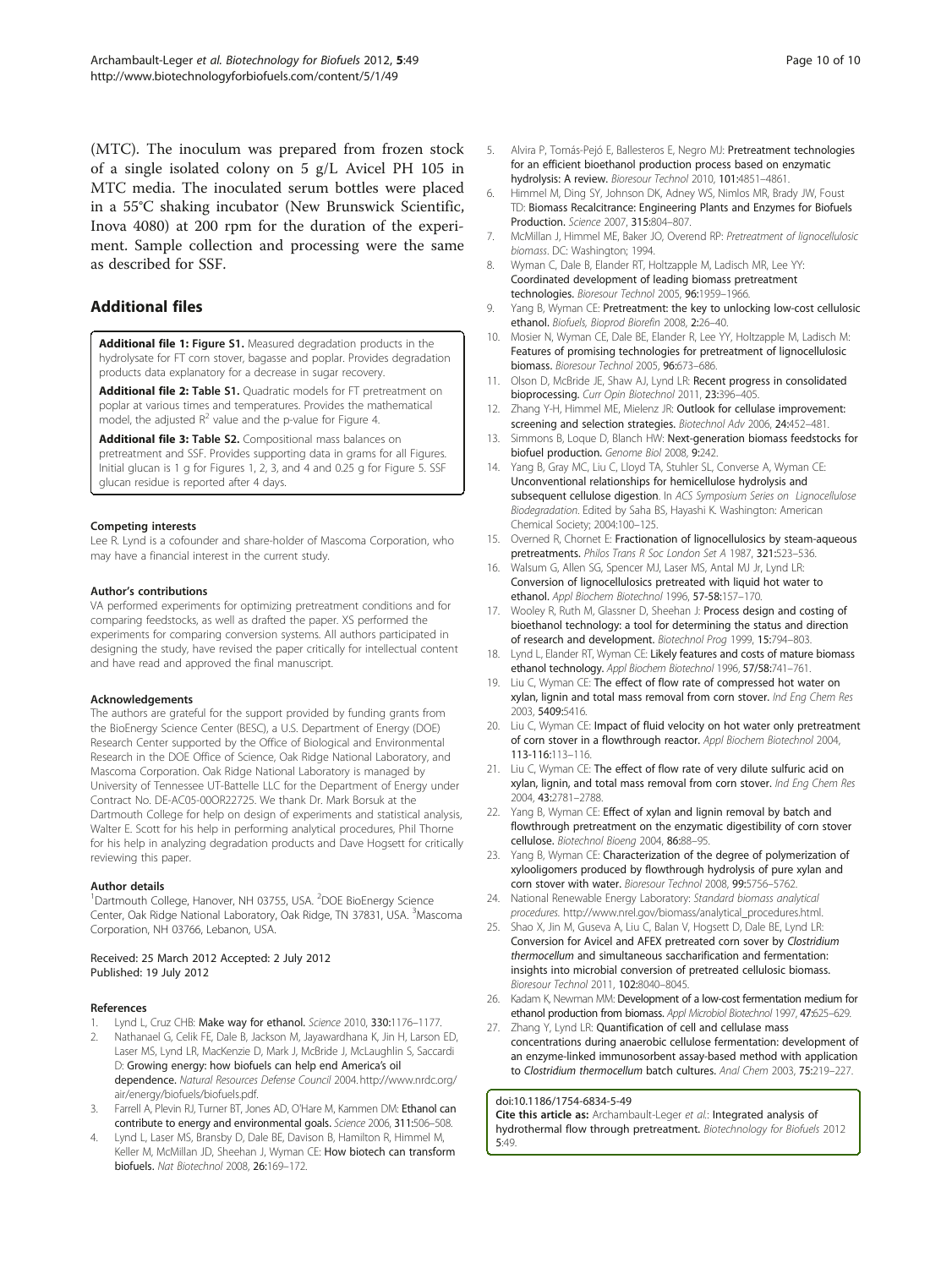(MTC). The inoculum was prepared from frozen stock of a single isolated colony on 5 g/L Avicel PH 105 in MTC media. The inoculated serum bottles were placed in a 55°C shaking incubator (New Brunswick Scientific, Inova 4080) at 200 rpm for the duration of the experiment. Sample collection and processing were the same as described for SSF.

## Additional files

**Additional file 1: Figure S1.** Measured degradation products in the hydrolysate for FT corn stover, bagasse and poplar. Provides degradation products data explanatory for a decrease in sugar recovery.

**Additional file 2: Table S1.** Quadratic models for FT pretreatment on poplar at various times and temperatures. Provides the mathematical model, the adjusted $R^2$ value and the p-value for Figure 4.

**Additional file 3: Table S2.** Compositional mass balances on pretreatment and SSF. Provides supporting data in grams for all Figures. Initial glucan is 1 g for Figures 1, 2, 3, and 4 and 0.25 g for Figure 5. SSF glucan residue is reported after 4 days.

#### Competing interests

Lee R. Lynd is a cofounder and share-holder of Mascoma Corporation, who may have a financial interest in the current study.

#### Author's contributions

VA performed experiments for optimizing pretreatment conditions and for comparing feedstocks, as well as drafted the paper. XS performed the experiments for comparing conversion systems. All authors participated in designing the study, have revised the paper critically for intellectual content and have read and approved the final manuscript.

#### Acknowledgements

The authors are grateful for the support provided by funding grants from the BioEnergy Science Center (BESC), a U.S. Department of Energy (DOE) Research Center supported by the Office of Biological and Environmental Research in the DOE Office of Science, Oak Ridge National Laboratory, and Mascoma Corporation. Oak Ridge National Laboratory is managed by University of Tennessee UT-Battelle LLC for the Department of Energy under Contract No. DE-AC05-00OR22725. We thank Dr. Mark Borsuk at the Dartmouth College for help on design of experiments and statistical analysis, Walter E. Scott for his help in performing analytical procedures, Phil Thorne for his help in analyzing degradation products and Dave Hogsett for critically reviewing this paper.

#### Author details

[1]Dartmouth College, Hanover, NH 03755, USA. [2]DOE BioEnergy Science Center, Oak Ridge National Laboratory, Oak Ridge, TN 37831, USA. [3]Mascoma Corporation, NH 03766, Lebanon, USA.

Received: 25 March 2012 Accepted: 2 July 2012
Published: 19 July 2012

#### References

1. Lynd L, Cruz CHB: **Make way for ethanol.** *Science* 2010, **330:**1176–1177.
2. Nathanael G, Celik FE, Dale B, Jackson M, Jayawardhana K, Jin H, Larson ED, Laser MS, Lynd LR, MacKenzie D, Mark J, McBride J, McLaughlin S, Saccardi D: **Growing energy: how biofuels can help end America's oil dependence.** *Natural Resources Defense Council* 2004. http://www.nrdc.org/air/energy/biofuels/biofuels.pdf.
3. Farrell A, Plevin RJ, Turner BT, Jones AD, O'Hare M, Kammen DM: **Ethanol can contribute to energy and environmental goals.** *Science* 2006, **311:**506–508.
4. Lynd L, Laser MS, Bransby D, Dale BE, Davison B, Hamilton R, Himmel M, Keller M, McMillan JD, Sheehan J, Wyman CE: **How biotech can transform biofuels.** *Nat Biotechnol* 2008, **26:**169–172.
5. Alvira P, Tomás-Pejó E, Ballesteros E, Negro MJ: **Pretreatment technologies for an efficient bioethanol production process based on enzymatic hydrolysis: A review.** *Bioresour Technol* 2010, **101:**4851–4861.
6. Himmel M, Ding SY, Johnson DK, Adney WS, Nimlos MR, Brady JW, Foust TD: **Biomass Recalcitrance: Engineering Plants and Enzymes for Biofuels Production.** *Science* 2007, **315:**804–807.
7. McMillan J, Himmel ME, Baker JO, Overend RP: *Pretreatment of lignocellulosic biomass*. DC: Washington; 1994.
8. Wyman C, Dale B, Elander RT, Holtzapple M, Ladisch MR, Lee YY: **Coordinated development of leading biomass pretreatment technologies.** *Bioresour Technol* 2005, **96:**1959–1966.
9. Yang B, Wyman CE: **Pretreatment: the key to unlocking low-cost cellulosic ethanol.** *Biofuels, Bioprod Biorefin* 2008, **2:**26–40.
10. Mosier N, Wyman CE, Dale BE, Elander R, Lee YY, Holtzapple M, Ladisch M: **Features of promising technologies for pretreatment of lignocellulosic biomass.** *Bioresour Technol* 2005, **96:**673–686.
11. Olson D, McBride JE, Shaw AJ, Lynd LR: **Recent progress in consolidated bioprocessing.** *Curr Opin Biotechnol* 2011, **23:**396–405.
12. Zhang Y-H, Himmel ME, Mielenz JR: **Outlook for cellulase improvement: screening and selection strategies.** *Biotechnol Adv* 2006, **24:**452–481.
13. Simmons B, Loque D, Blanch HW: **Next-generation biomass feedstocks for biofuel production.** *Genome Biol* 2008, **9:**242.
14. Yang B, Gray MC, Liu C, Lloyd TA, Stuhler SL, Converse A, Wyman CE: **Unconventional relationships for hemicellulose hydrolysis and subsequent cellulose digestion.** In *ACS Symposium Series on Lignocellulose Biodegradation*. Edited by Saha BS, Hayashi K. Washington: American Chemical Society; 2004:100–125.
15. Overned R, Chornet E: **Fractionation of lignocellulosics by steam-aqueous pretreatments.** *Philos Trans R Soc London Set A* 1987, **321:**523–536.
16. Walsum G, Allen SG, Spencer MJ, Laser MS, Antal MJ Jr, Lynd LR: **Conversion of lignocellulosics pretreated with liquid hot water to ethanol.** *Appl Biochem Biotechnol* 1996, **57-58:**157–170.
17. Wooley R, Ruth M, Glassner D, Sheehan J: **Process design and costing of bioethanol technology: a tool for determining the status and direction of research and development.** *Biotechnol Prog* 1999, **15:**794–803.
18. Lynd L, Elander RT, Wyman CE: **Likely features and costs of mature biomass ethanol technology.** *Appl Biochem Biotechnol* 1996, **57/58:**741–761.
19. Liu C, Wyman CE: **The effect of flow rate of compressed hot water on xylan, lignin and total mass removal from corn stover.** *Ind Eng Chem Res* 2003, **5409:**5416.
20. Liu C, Wyman CE: **Impact of fluid velocity on hot water only pretreatment of corn stover in a flowthrough reactor.** *Appl Biochem Biotechnol* 2004, **113-116:**113–116.
21. Liu C, Wyman CE: **The effect of flow rate of very dilute sulfuric acid on xylan, lignin, and total mass removal from corn stover.** *Ind Eng Chem Res* 2004, **43:**2781–2788.
22. Yang B, Wyman CE: **Effect of xylan and lignin removal by batch and flowthrough pretreatment on the enzymatic digestibility of corn stover cellulose.** *Biotechnol Bioeng* 2004, **86:**88–95.
23. Yang B, Wyman CE: **Characterization of the degree of polymerization of xylooligomers produced by flowthrough hydrolysis of pure xylan and corn stover with water.** *Bioresour Technol* 2008, **99:**5756–5762.
24. National Renewable Energy Laboratory: *Standard biomass analytical procedures.* http://www.nrel.gov/biomass/analytical_procedures.html.
25. Shao X, Jin M, Guseva A, Liu C, Balan V, Hogsett D, Dale BE, Lynd LR: **Conversion for Avicel and AFEX pretreated corn sover by *Clostridium thermocellum* and simultaneous saccharification and fermentation: insights into microbial conversion of pretreated cellulosic biomass.** *Bioresour Technol* 2011, **102:**8040–8045.
26. Kadam K, Newman MM: **Development of a low-cost fermentation medium for ethanol production from biomass.** *Appl Microbiol Biotechnol* 1997, **47:**625–629.
27. Zhang Y, Lynd LR: **Quantification of cell and cellulase mass concentrations during anaerobic cellulose fermentation: development of an enzyme-linked immunosorbent assay-based method with application to *Clostridium thermocellum* batch cultures.** *Anal Chem* 2003, **75:**219–227.

doi:10.1186/1754-6834-5-49
**Cite this article as:** Archambault-Leger *et al.*: Integrated analysis of hydrothermal flow through pretreatment. *Biotechnology for Biofuels* 2012 **5**:49.